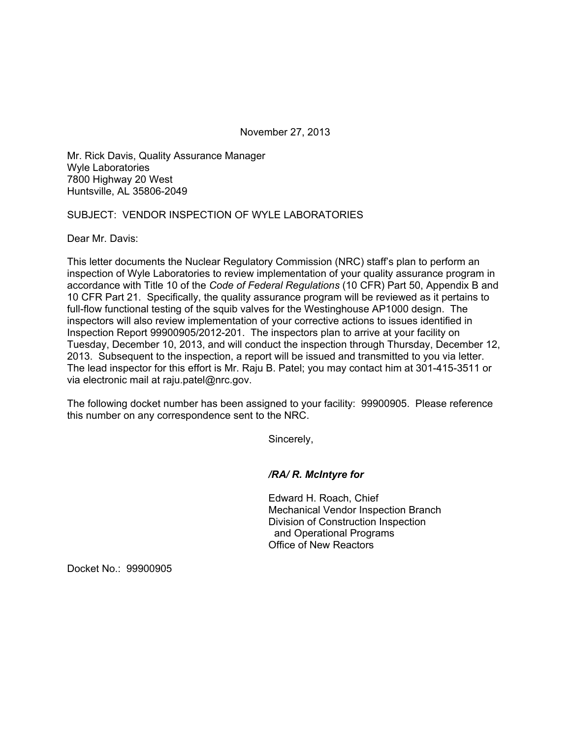November 27, 2013

Mr. Rick Davis, Quality Assurance Manager
Wyle Laboratories
7800 Highway 20 West
Huntsville, AL 35806-2049

SUBJECT: VENDOR INSPECTION OF WYLE LABORATORIES

Dear Mr. Davis:

This letter documents the Nuclear Regulatory Commission (NRC) staff's plan to perform an inspection of Wyle Laboratories to review implementation of your quality assurance program in accordance with Title 10 of the *Code of Federal Regulations* (10 CFR) Part 50, Appendix B and 10 CFR Part 21. Specifically, the quality assurance program will be reviewed as it pertains to full-flow functional testing of the squib valves for the Westinghouse AP1000 design. The inspectors will also review implementation of your corrective actions to issues identified in Inspection Report 99900905/2012-201. The inspectors plan to arrive at your facility on Tuesday, December 10, 2013, and will conduct the inspection through Thursday, December 12, 2013. Subsequent to the inspection, a report will be issued and transmitted to you via letter. The lead inspector for this effort is Mr. Raju B. Patel; you may contact him at 301-415-3511 or via electronic mail at raju.patel@nrc.gov.

The following docket number has been assigned to your facility: 99900905. Please reference this number on any correspondence sent to the NRC.

Sincerely,

***/RA/ R. McIntyre for***

Edward H. Roach, Chief
Mechanical Vendor Inspection Branch
Division of Construction Inspection
and Operational Programs
Office of New Reactors

Docket No.: 99900905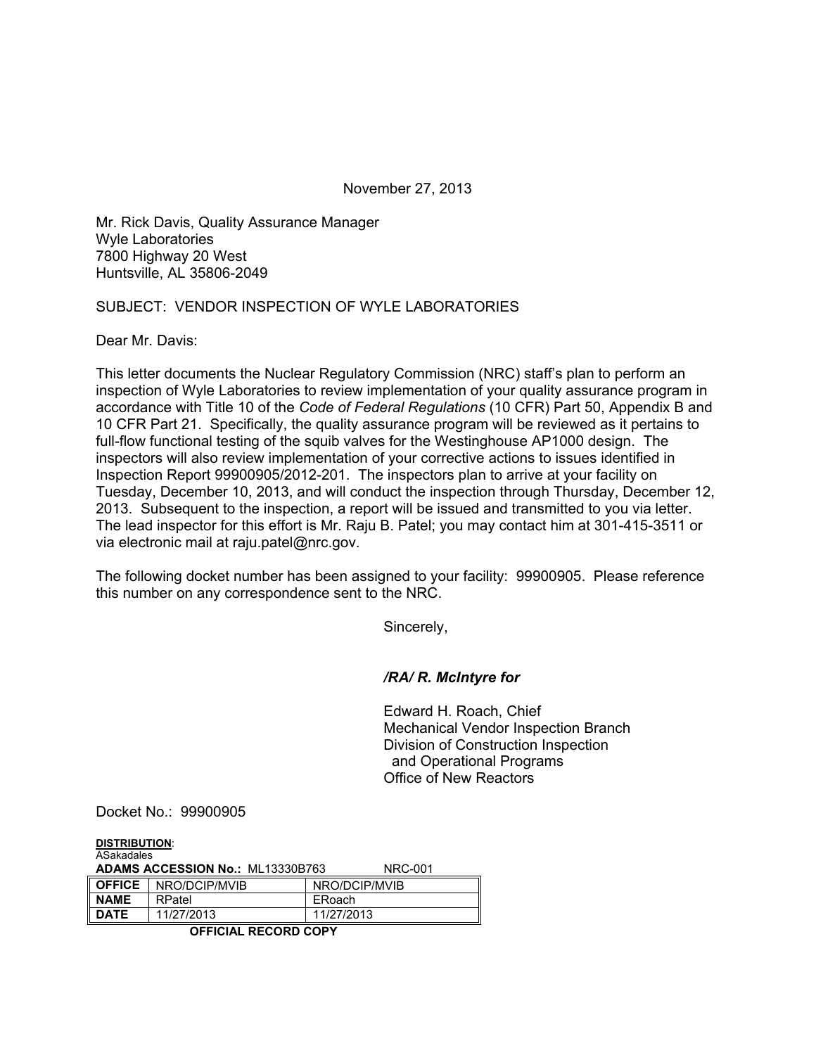November 27, 2013

Mr. Rick Davis, Quality Assurance Manager
Wyle Laboratories
7800 Highway 20 West
Huntsville, AL 35806-2049

SUBJECT: VENDOR INSPECTION OF WYLE LABORATORIES

Dear Mr. Davis:

This letter documents the Nuclear Regulatory Commission (NRC) staff's plan to perform an inspection of Wyle Laboratories to review implementation of your quality assurance program in accordance with Title 10 of the *Code of Federal Regulations* (10 CFR) Part 50, Appendix B and 10 CFR Part 21. Specifically, the quality assurance program will be reviewed as it pertains to full-flow functional testing of the squib valves for the Westinghouse AP1000 design. The inspectors will also review implementation of your corrective actions to issues identified in Inspection Report 99900905/2012-201. The inspectors plan to arrive at your facility on Tuesday, December 10, 2013, and will conduct the inspection through Thursday, December 12, 2013. Subsequent to the inspection, a report will be issued and transmitted to you via letter. The lead inspector for this effort is Mr. Raju B. Patel; you may contact him at 301-415-3511 or via electronic mail at raju.patel@nrc.gov.

The following docket number has been assigned to your facility: 99900905. Please reference this number on any correspondence sent to the NRC.

Sincerely,

***/RA/ R. McIntyre for***

Edward H. Roach, Chief
Mechanical Vendor Inspection Branch
Division of Construction Inspection
and Operational Programs
Office of New Reactors

Docket No.: 99900905

**DISTRIBUTION**:
ASakadales

**ADAMS ACCESSION No.:** ML13330B763 NRC-001

| **OFFICE** | NRO/DCIP/MVIB | NRO/DCIP/MVIB |
|---|---|---|
| **NAME** | RPatel | ERoach |
| **DATE** | 11/27/2013 | 11/27/2013 |

**OFFICIAL RECORD COPY**